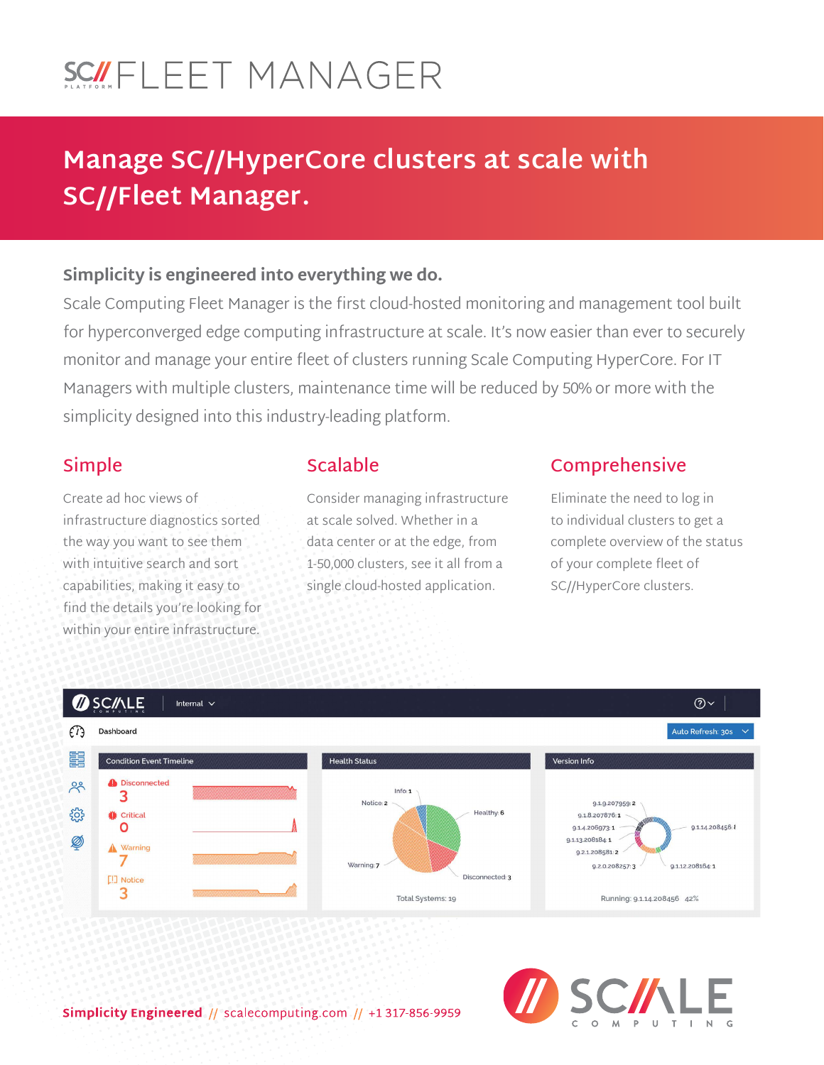# SC//FLEET MANAGER

## Manage SC//HyperCore clusters at scale with SC//Fleet Manager.

### Simplicity is engineered into everything we do.

Scale Computing Fleet Manager is the first cloud-hosted monitoring and management tool built for hyperconverged edge computing infrastructure at scale. It's now easier than ever to securely monitor and manage your entire fleet of clusters running Scale Computing HyperCore. For IT Managers with multiple clusters, maintenance time will be reduced by 50% or more with the simplicity designed into this industry-leading platform.

### Simple

Create ad hoc views of infrastructure diagnostics sorted the way you want to see them with intuitive search and sort capabilities, making it easy to find the details you're looking for within your entire infrastructure.

### Scalable

Consider managing infrastructure at scale solved. Whether in a data center or at the edge, from 1-50,000 clusters, see it all from a single cloud-hosted application.

### Comprehensive

Eliminate the need to log in to individual clusters to get a complete overview of the status of your complete fleet of SC//HyperCore clusters.

**Simplicity Engineered** // scalecomputing.com // +1 317-856-9959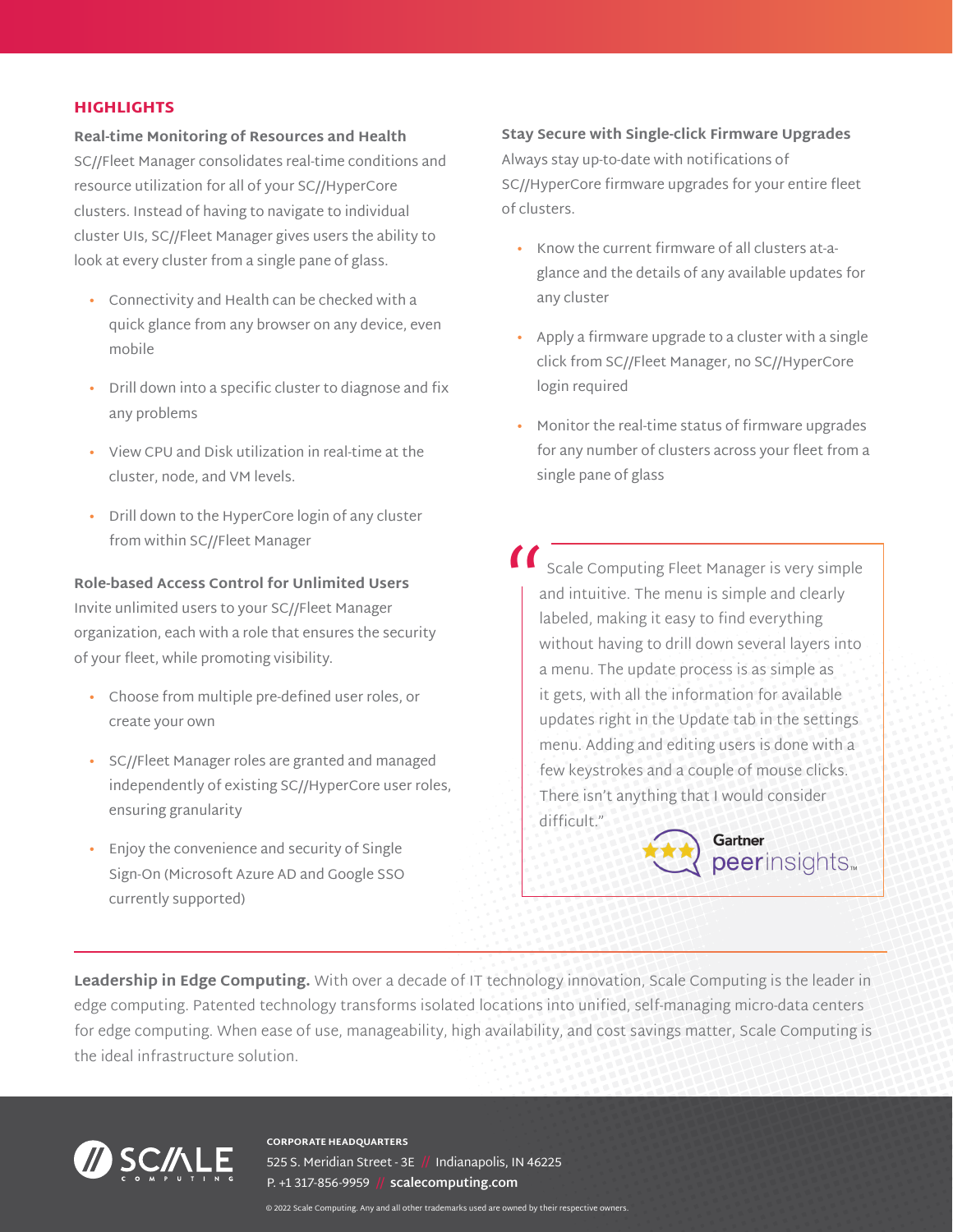## HIGHLIGHTS

### Real-time Monitoring of Resources and Health

SC//Fleet Manager consolidates real-time conditions and resource utilization for all of your SC//HyperCore clusters. Instead of having to navigate to individual cluster UIs, SC//Fleet Manager gives users the ability to look at every cluster from a single pane of glass.

- Connectivity and Health can be checked with a quick glance from any browser on any device, even mobile
- Drill down into a specific cluster to diagnose and fix any problems
- View CPU and Disk utilization in real-time at the cluster, node, and VM levels.
- Drill down to the HyperCore login of any cluster from within SC//Fleet Manager

### Role-based Access Control for Unlimited Users

Invite unlimited users to your SC//Fleet Manager organization, each with a role that ensures the security of your fleet, while promoting visibility.

- Choose from multiple pre-defined user roles, or create your own
- SC//Fleet Manager roles are granted and managed independently of existing SC//HyperCore user roles, ensuring granularity
- Enjoy the convenience and security of Single Sign-On (Microsoft Azure AD and Google SSO currently supported)

### Stay Secure with Single-click Firmware Upgrades

Always stay up-to-date with notifications of SC//HyperCore firmware upgrades for your entire fleet of clusters.

- Know the current firmware of all clusters at-a-glance and the details of any available updates for any cluster
- Apply a firmware upgrade to a cluster with a single click from SC//Fleet Manager, no SC//HyperCore login required
- Monitor the real-time status of firmware upgrades for any number of clusters across your fleet from a single pane of glass

> "Scale Computing Fleet Manager is very simple and intuitive. The menu is simple and clearly labeled, making it easy to find everything without having to drill down several layers into a menu. The update process is as simple as it gets, with all the information for available updates right in the Update tab in the settings menu. Adding and editing users is done with a few keystrokes and a couple of mouse clicks. There isn't anything that I would consider difficult."
>
> Gartner peerinsights™

**Leadership in Edge Computing.** With over a decade of IT technology innovation, Scale Computing is the leader in edge computing. Patented technology transforms isolated locations into unified, self-managing micro-data centers for edge computing. When ease of use, manageability, high availability, and cost savings matter, Scale Computing is the ideal infrastructure solution.

SCALE COMPUTING

**CORPORATE HEADQUARTERS**
525 S. Meridian Street - 3E // Indianapolis, IN 46225
P. +1 317-856-9959 // **scalecomputing.com**

© 2022 Scale Computing. Any and all other trademarks used are owned by their respective owners.